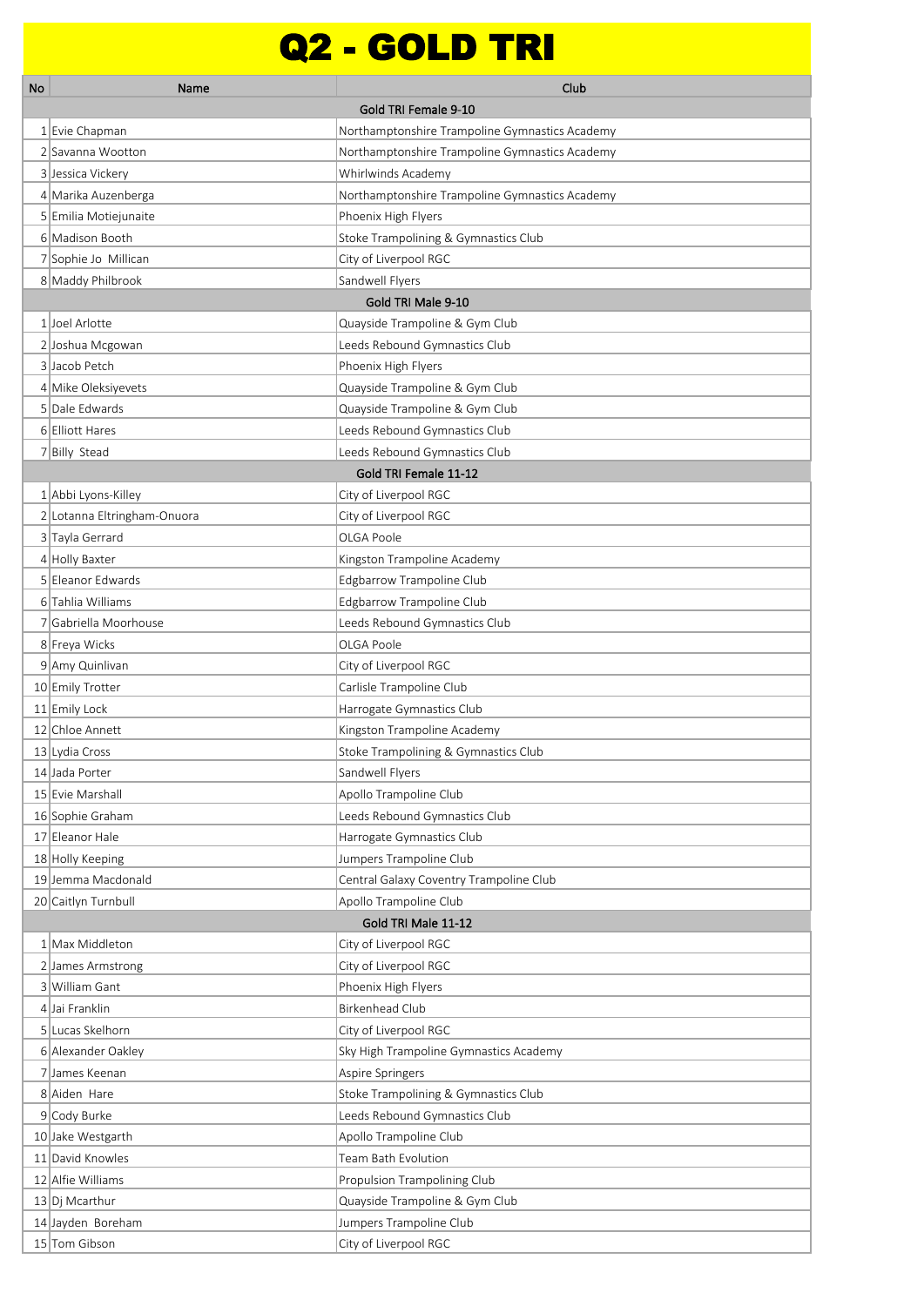# Q2 - GOLD TRI

| No | Name | Club |
|---|---|---|
| | **Gold TRI Female 9-10** | |
| 1 | Evie Chapman | Northamptonshire Trampoline Gymnastics Academy |
| 2 | Savanna Wootton | Northamptonshire Trampoline Gymnastics Academy |
| 3 | Jessica Vickery | Whirlwinds Academy |
| 4 | Marika Auzenberga | Northamptonshire Trampoline Gymnastics Academy |
| 5 | Emilia Motiejunaite | Phoenix High Flyers |
| 6 | Madison Booth | Stoke Trampolining & Gymnastics Club |
| 7 | Sophie Jo Millican | City of Liverpool RGC |
| 8 | Maddy Philbrook | Sandwell Flyers |
| | **Gold TRI Male 9-10** | |
| 1 | Joel Arlotte | Quayside Trampoline & Gym Club |
| 2 | Joshua Mcgowan | Leeds Rebound Gymnastics Club |
| 3 | Jacob Petch | Phoenix High Flyers |
| 4 | Mike Oleksiyevets | Quayside Trampoline & Gym Club |
| 5 | Dale Edwards | Quayside Trampoline & Gym Club |
| 6 | Elliott Hares | Leeds Rebound Gymnastics Club |
| 7 | Billy Stead | Leeds Rebound Gymnastics Club |
| | **Gold TRI Female 11-12** | |
| 1 | Abbi Lyons-Killey | City of Liverpool RGC |
| 2 | Lotanna Eltringham-Onuora | City of Liverpool RGC |
| 3 | Tayla Gerrard | OLGA Poole |
| 4 | Holly Baxter | Kingston Trampoline Academy |
| 5 | Eleanor Edwards | Edgbarrow Trampoline Club |
| 6 | Tahlia Williams | Edgbarrow Trampoline Club |
| 7 | Gabriella Moorhouse | Leeds Rebound Gymnastics Club |
| 8 | Freya Wicks | OLGA Poole |
| 9 | Amy Quinlivan | City of Liverpool RGC |
| 10 | Emily Trotter | Carlisle Trampoline Club |
| 11 | Emily Lock | Harrogate Gymnastics Club |
| 12 | Chloe Annett | Kingston Trampoline Academy |
| 13 | Lydia Cross | Stoke Trampolining & Gymnastics Club |
| 14 | Jada Porter | Sandwell Flyers |
| 15 | Evie Marshall | Apollo Trampoline Club |
| 16 | Sophie Graham | Leeds Rebound Gymnastics Club |
| 17 | Eleanor Hale | Harrogate Gymnastics Club |
| 18 | Holly Keeping | Jumpers Trampoline Club |
| 19 | Jemma Macdonald | Central Galaxy Coventry Trampoline Club |
| 20 | Caitlyn Turnbull | Apollo Trampoline Club |
| | **Gold TRI Male 11-12** | |
| 1 | Max Middleton | City of Liverpool RGC |
| 2 | James Armstrong | City of Liverpool RGC |
| 3 | William Gant | Phoenix High Flyers |
| 4 | Jai Franklin | Birkenhead Club |
| 5 | Lucas Skelhorn | City of Liverpool RGC |
| 6 | Alexander Oakley | Sky High Trampoline Gymnastics Academy |
| 7 | James Keenan | Aspire Springers |
| 8 | Aiden Hare | Stoke Trampolining & Gymnastics Club |
| 9 | Cody Burke | Leeds Rebound Gymnastics Club |
| 10 | Jake Westgarth | Apollo Trampoline Club |
| 11 | David Knowles | Team Bath Evolution |
| 12 | Alfie Williams | Propulsion Trampolining Club |
| 13 | Dj Mcarthur | Quayside Trampoline & Gym Club |
| 14 | Jayden Boreham | Jumpers Trampoline Club |
| 15 | Tom Gibson | City of Liverpool RGC |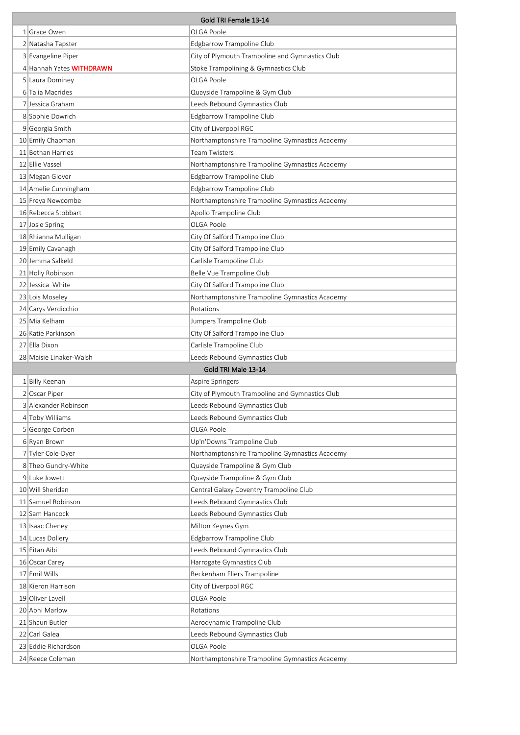| Gold TRI Female 13-14 | | |
|---|---|---|
| 1 | Grace Owen | OLGA Poole |
| 2 | Natasha Tapster | Edgbarrow Trampoline Club |
| 3 | Evangeline Piper | City of Plymouth Trampoline and Gymnastics Club |
| 4 | Hannah Yates **WITHDRAWN** | Stoke Trampolining & Gymnastics Club |
| 5 | Laura Dominey | OLGA Poole |
| 6 | Talia Macrides | Quayside Trampoline & Gym Club |
| 7 | Jessica Graham | Leeds Rebound Gymnastics Club |
| 8 | Sophie Dowrich | Edgbarrow Trampoline Club |
| 9 | Georgia Smith | City of Liverpool RGC |
| 10 | Emily Chapman | Northamptonshire Trampoline Gymnastics Academy |
| 11 | Bethan Harries | Team Twisters |
| 12 | Ellie Vassel | Northamptonshire Trampoline Gymnastics Academy |
| 13 | Megan Glover | Edgbarrow Trampoline Club |
| 14 | Amelie Cunningham | Edgbarrow Trampoline Club |
| 15 | Freya Newcombe | Northamptonshire Trampoline Gymnastics Academy |
| 16 | Rebecca Stobbart | Apollo Trampoline Club |
| 17 | Josie Spring | OLGA Poole |
| 18 | Rhianna Mulligan | City Of Salford Trampoline Club |
| 19 | Emily Cavanagh | City Of Salford Trampoline Club |
| 20 | Jemma Salkeld | Carlisle Trampoline Club |
| 21 | Holly Robinson | Belle Vue Trampoline Club |
| 22 | Jessica White | City Of Salford Trampoline Club |
| 23 | Lois Moseley | Northamptonshire Trampoline Gymnastics Academy |
| 24 | Carys Verdicchio | Rotations |
| 25 | Mia Kelham | Jumpers Trampoline Club |
| 26 | Katie Parkinson | City Of Salford Trampoline Club |
| 27 | Ella Dixon | Carlisle Trampoline Club |
| 28 | Maisie Linaker-Walsh | Leeds Rebound Gymnastics Club |
| **Gold TRI Male 13-14** | | |
| 1 | Billy Keenan | Aspire Springers |
| 2 | Oscar Piper | City of Plymouth Trampoline and Gymnastics Club |
| 3 | Alexander Robinson | Leeds Rebound Gymnastics Club |
| 4 | Toby Williams | Leeds Rebound Gymnastics Club |
| 5 | George Corben | OLGA Poole |
| 6 | Ryan Brown | Up'n'Downs Trampoline Club |
| 7 | Tyler Cole-Dyer | Northamptonshire Trampoline Gymnastics Academy |
| 8 | Theo Gundry-White | Quayside Trampoline & Gym Club |
| 9 | Luke Jowett | Quayside Trampoline & Gym Club |
| 10 | Will Sheridan | Central Galaxy Coventry Trampoline Club |
| 11 | Samuel Robinson | Leeds Rebound Gymnastics Club |
| 12 | Sam Hancock | Leeds Rebound Gymnastics Club |
| 13 | Isaac Cheney | Milton Keynes Gym |
| 14 | Lucas Dollery | Edgbarrow Trampoline Club |
| 15 | Eitan Aibi | Leeds Rebound Gymnastics Club |
| 16 | Oscar Carey | Harrogate Gymnastics Club |
| 17 | Emil Wills | Beckenham Fliers Trampoline |
| 18 | Kieron Harrison | City of Liverpool RGC |
| 19 | Oliver Lavell | OLGA Poole |
| 20 | Abhi Marlow | Rotations |
| 21 | Shaun Butler | Aerodynamic Trampoline Club |
| 22 | Carl Galea | Leeds Rebound Gymnastics Club |
| 23 | Eddie Richardson | OLGA Poole |
| 24 | Reece Coleman | Northamptonshire Trampoline Gymnastics Academy |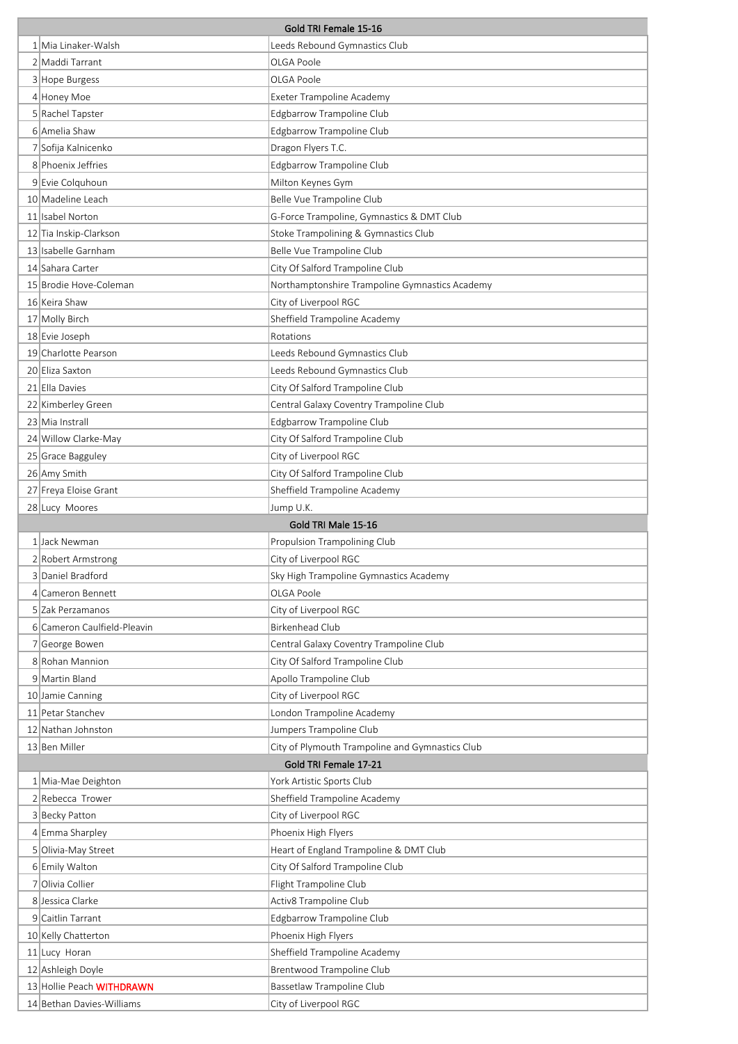| Gold TRI Female 15-16 | | |
|---|---|---|
| 1 | Mia Linaker-Walsh | Leeds Rebound Gymnastics Club |
| 2 | Maddi Tarrant | OLGA Poole |
| 3 | Hope Burgess | OLGA Poole |
| 4 | Honey Moe | Exeter Trampoline Academy |
| 5 | Rachel Tapster | Edgbarrow Trampoline Club |
| 6 | Amelia Shaw | Edgbarrow Trampoline Club |
| 7 | Sofija Kalnicenko | Dragon Flyers T.C. |
| 8 | Phoenix Jeffries | Edgbarrow Trampoline Club |
| 9 | Evie Colquhoun | Milton Keynes Gym |
| 10 | Madeline Leach | Belle Vue Trampoline Club |
| 11 | Isabel Norton | G-Force Trampoline, Gymnastics & DMT Club |
| 12 | Tia Inskip-Clarkson | Stoke Trampolining & Gymnastics Club |
| 13 | Isabelle Garnham | Belle Vue Trampoline Club |
| 14 | Sahara Carter | City Of Salford Trampoline Club |
| 15 | Brodie Hove-Coleman | Northamptonshire Trampoline Gymnastics Academy |
| 16 | Keira Shaw | City of Liverpool RGC |
| 17 | Molly Birch | Sheffield Trampoline Academy |
| 18 | Evie Joseph | Rotations |
| 19 | Charlotte Pearson | Leeds Rebound Gymnastics Club |
| 20 | Eliza Saxton | Leeds Rebound Gymnastics Club |
| 21 | Ella Davies | City Of Salford Trampoline Club |
| 22 | Kimberley Green | Central Galaxy Coventry Trampoline Club |
| 23 | Mia Instrall | Edgbarrow Trampoline Club |
| 24 | Willow Clarke-May | City Of Salford Trampoline Club |
| 25 | Grace Bagguley | City of Liverpool RGC |
| 26 | Amy Smith | City Of Salford Trampoline Club |
| 27 | Freya Eloise Grant | Sheffield Trampoline Academy |
| 28 | Lucy Moores | Jump U.K. |
| **Gold TRI Male 15-16** | | |
| 1 | Jack Newman | Propulsion Trampolining Club |
| 2 | Robert Armstrong | City of Liverpool RGC |
| 3 | Daniel Bradford | Sky High Trampoline Gymnastics Academy |
| 4 | Cameron Bennett | OLGA Poole |
| 5 | Zak Perzamanos | City of Liverpool RGC |
| 6 | Cameron Caulfield-Pleavin | Birkenhead Club |
| 7 | George Bowen | Central Galaxy Coventry Trampoline Club |
| 8 | Rohan Mannion | City Of Salford Trampoline Club |
| 9 | Martin Bland | Apollo Trampoline Club |
| 10 | Jamie Canning | City of Liverpool RGC |
| 11 | Petar Stanchev | London Trampoline Academy |
| 12 | Nathan Johnston | Jumpers Trampoline Club |
| 13 | Ben Miller | City of Plymouth Trampoline and Gymnastics Club |
| **Gold TRI Female 17-21** | | |
| 1 | Mia-Mae Deighton | York Artistic Sports Club |
| 2 | Rebecca Trower | Sheffield Trampoline Academy |
| 3 | Becky Patton | City of Liverpool RGC |
| 4 | Emma Sharpley | Phoenix High Flyers |
| 5 | Olivia-May Street | Heart of England Trampoline & DMT Club |
| 6 | Emily Walton | City Of Salford Trampoline Club |
| 7 | Olivia Collier | Flight Trampoline Club |
| 8 | Jessica Clarke | Activ8 Trampoline Club |
| 9 | Caitlin Tarrant | Edgbarrow Trampoline Club |
| 10 | Kelly Chatterton | Phoenix High Flyers |
| 11 | Lucy Horan | Sheffield Trampoline Academy |
| 12 | Ashleigh Doyle | Brentwood Trampoline Club |
| 13 | Hollie Peach WITHDRAWN | Bassetlaw Trampoline Club |
| 14 | Bethan Davies-Williams | City of Liverpool RGC |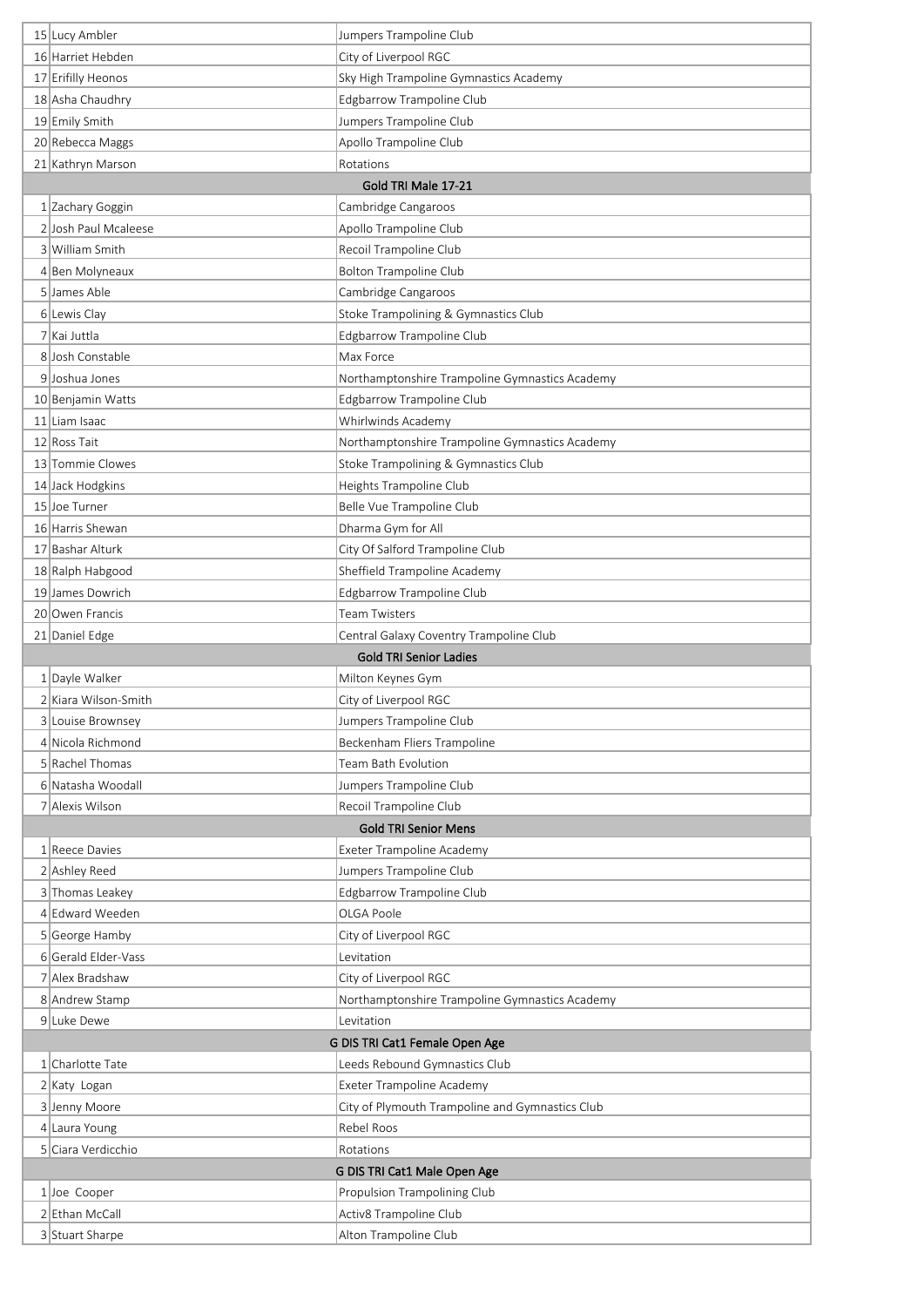| | | |
|---|---|---|
| 15 | Lucy Ambler | Jumpers Trampoline Club |
| 16 | Harriet Hebden | City of Liverpool RGC |
| 17 | Erifilly Heonos | Sky High Trampoline Gymnastics Academy |
| 18 | Asha Chaudhry | Edgbarrow Trampoline Club |
| 19 | Emily Smith | Jumpers Trampoline Club |
| 20 | Rebecca Maggs | Apollo Trampoline Club |
| 21 | Kathryn Marson | Rotations |
| **Gold TRI Male 17-21** | | |
| 1 | Zachary Goggin | Cambridge Cangaroos |
| 2 | Josh Paul Mcaleese | Apollo Trampoline Club |
| 3 | William Smith | Recoil Trampoline Club |
| 4 | Ben Molyneaux | Bolton Trampoline Club |
| 5 | James Able | Cambridge Cangaroos |
| 6 | Lewis Clay | Stoke Trampolining & Gymnastics Club |
| 7 | Kai Juttla | Edgbarrow Trampoline Club |
| 8 | Josh Constable | Max Force |
| 9 | Joshua Jones | Northamptonshire Trampoline Gymnastics Academy |
| 10 | Benjamin Watts | Edgbarrow Trampoline Club |
| 11 | Liam Isaac | Whirlwinds Academy |
| 12 | Ross Tait | Northamptonshire Trampoline Gymnastics Academy |
| 13 | Tommie Clowes | Stoke Trampolining & Gymnastics Club |
| 14 | Jack Hodgkins | Heights Trampoline Club |
| 15 | Joe Turner | Belle Vue Trampoline Club |
| 16 | Harris Shewan | Dharma Gym for All |
| 17 | Bashar Alturk | City Of Salford Trampoline Club |
| 18 | Ralph Habgood | Sheffield Trampoline Academy |
| 19 | James Dowrich | Edgbarrow Trampoline Club |
| 20 | Owen Francis | Team Twisters |
| 21 | Daniel Edge | Central Galaxy Coventry Trampoline Club |
| **Gold TRI Senior Ladies** | | |
| 1 | Dayle Walker | Milton Keynes Gym |
| 2 | Kiara Wilson-Smith | City of Liverpool RGC |
| 3 | Louise Brownsey | Jumpers Trampoline Club |
| 4 | Nicola Richmond | Beckenham Fliers Trampoline |
| 5 | Rachel Thomas | Team Bath Evolution |
| 6 | Natasha Woodall | Jumpers Trampoline Club |
| 7 | Alexis Wilson | Recoil Trampoline Club |
| **Gold TRI Senior Mens** | | |
| 1 | Reece Davies | Exeter Trampoline Academy |
| 2 | Ashley Reed | Jumpers Trampoline Club |
| 3 | Thomas Leakey | Edgbarrow Trampoline Club |
| 4 | Edward Weeden | OLGA Poole |
| 5 | George Hamby | City of Liverpool RGC |
| 6 | Gerald Elder-Vass | Levitation |
| 7 | Alex Bradshaw | City of Liverpool RGC |
| 8 | Andrew Stamp | Northamptonshire Trampoline Gymnastics Academy |
| 9 | Luke Dewe | Levitation |
| **G DIS TRI Cat1 Female Open Age** | | |
| 1 | Charlotte Tate | Leeds Rebound Gymnastics Club |
| 2 | Katy Logan | Exeter Trampoline Academy |
| 3 | Jenny Moore | City of Plymouth Trampoline and Gymnastics Club |
| 4 | Laura Young | Rebel Roos |
| 5 | Ciara Verdicchio | Rotations |
| **G DIS TRI Cat1 Male Open Age** | | |
| 1 | Joe Cooper | Propulsion Trampolining Club |
| 2 | Ethan McCall | Activ8 Trampoline Club |
| 3 | Stuart Sharpe | Alton Trampoline Club |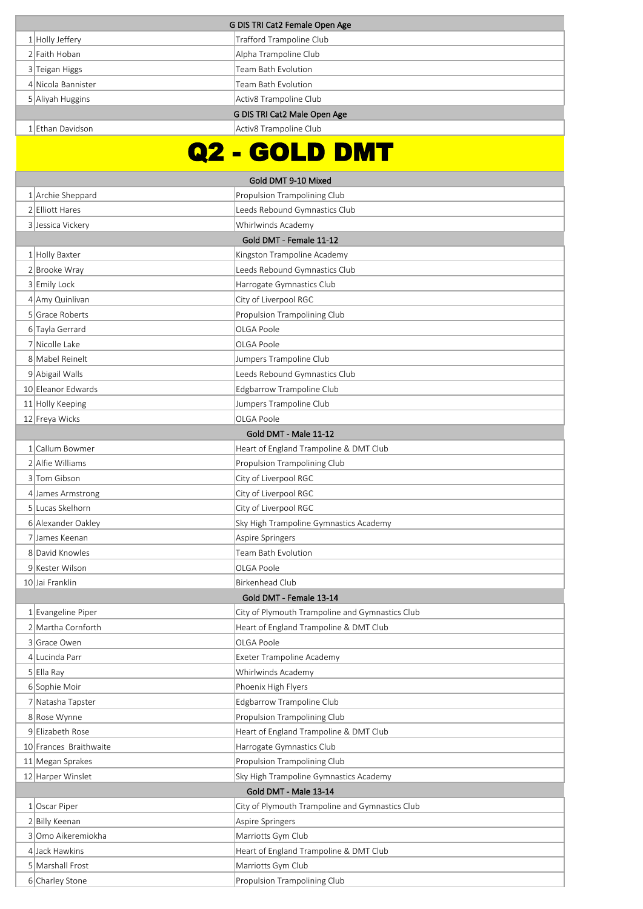| G DIS TRI Cat2 Female Open Age | | |
|---|---|---|
| 1 | Holly Jeffery | Trafford Trampoline Club |
| 2 | Faith Hoban | Alpha Trampoline Club |
| 3 | Teigan Higgs | Team Bath Evolution |
| 4 | Nicola Bannister | Team Bath Evolution |
| 5 | Aliyah Huggins | Activ8 Trampoline Club |

| G DIS TRI Cat2 Male Open Age | | |
|---|---|---|
| 1 | Ethan Davidson | Activ8 Trampoline Club |

# Q2 - GOLD DMT

| Gold DMT 9-10 Mixed | | |
|---|---|---|
| 1 | Archie Sheppard | Propulsion Trampolining Club |
| 2 | Elliott Hares | Leeds Rebound Gymnastics Club |
| 3 | Jessica Vickery | Whirlwinds Academy |

| Gold DMT - Female 11-12 | | |
|---|---|---|
| 1 | Holly Baxter | Kingston Trampoline Academy |
| 2 | Brooke Wray | Leeds Rebound Gymnastics Club |
| 3 | Emily Lock | Harrogate Gymnastics Club |
| 4 | Amy Quinlivan | City of Liverpool RGC |
| 5 | Grace Roberts | Propulsion Trampolining Club |
| 6 | Tayla Gerrard | OLGA Poole |
| 7 | Nicolle Lake | OLGA Poole |
| 8 | Mabel Reinelt | Jumpers Trampoline Club |
| 9 | Abigail Walls | Leeds Rebound Gymnastics Club |
| 10 | Eleanor Edwards | Edgbarrow Trampoline Club |
| 11 | Holly Keeping | Jumpers Trampoline Club |
| 12 | Freya Wicks | OLGA Poole |

| Gold DMT - Male 11-12 | | |
|---|---|---|
| 1 | Callum Bowmer | Heart of England Trampoline & DMT Club |
| 2 | Alfie Williams | Propulsion Trampolining Club |
| 3 | Tom Gibson | City of Liverpool RGC |
| 4 | James Armstrong | City of Liverpool RGC |
| 5 | Lucas Skelhorn | City of Liverpool RGC |
| 6 | Alexander Oakley | Sky High Trampoline Gymnastics Academy |
| 7 | James Keenan | Aspire Springers |
| 8 | David Knowles | Team Bath Evolution |
| 9 | Kester Wilson | OLGA Poole |
| 10 | Jai Franklin | Birkenhead Club |

| Gold DMT - Female 13-14 | | |
|---|---|---|
| 1 | Evangeline Piper | City of Plymouth Trampoline and Gymnastics Club |
| 2 | Martha Cornforth | Heart of England Trampoline & DMT Club |
| 3 | Grace Owen | OLGA Poole |
| 4 | Lucinda Parr | Exeter Trampoline Academy |
| 5 | Ella Ray | Whirlwinds Academy |
| 6 | Sophie Moir | Phoenix High Flyers |
| 7 | Natasha Tapster | Edgbarrow Trampoline Club |
| 8 | Rose Wynne | Propulsion Trampolining Club |
| 9 | Elizabeth Rose | Heart of England Trampoline & DMT Club |
| 10 | Frances Braithwaite | Harrogate Gymnastics Club |
| 11 | Megan Sprakes | Propulsion Trampolining Club |
| 12 | Harper Winslet | Sky High Trampoline Gymnastics Academy |

| Gold DMT - Male 13-14 | | |
|---|---|---|
| 1 | Oscar Piper | City of Plymouth Trampoline and Gymnastics Club |
| 2 | Billy Keenan | Aspire Springers |
| 3 | Omo Aikeremiokha | Marriotts Gym Club |
| 4 | Jack Hawkins | Heart of England Trampoline & DMT Club |
| 5 | Marshall Frost | Marriotts Gym Club |
| 6 | Charley Stone | Propulsion Trampolining Club |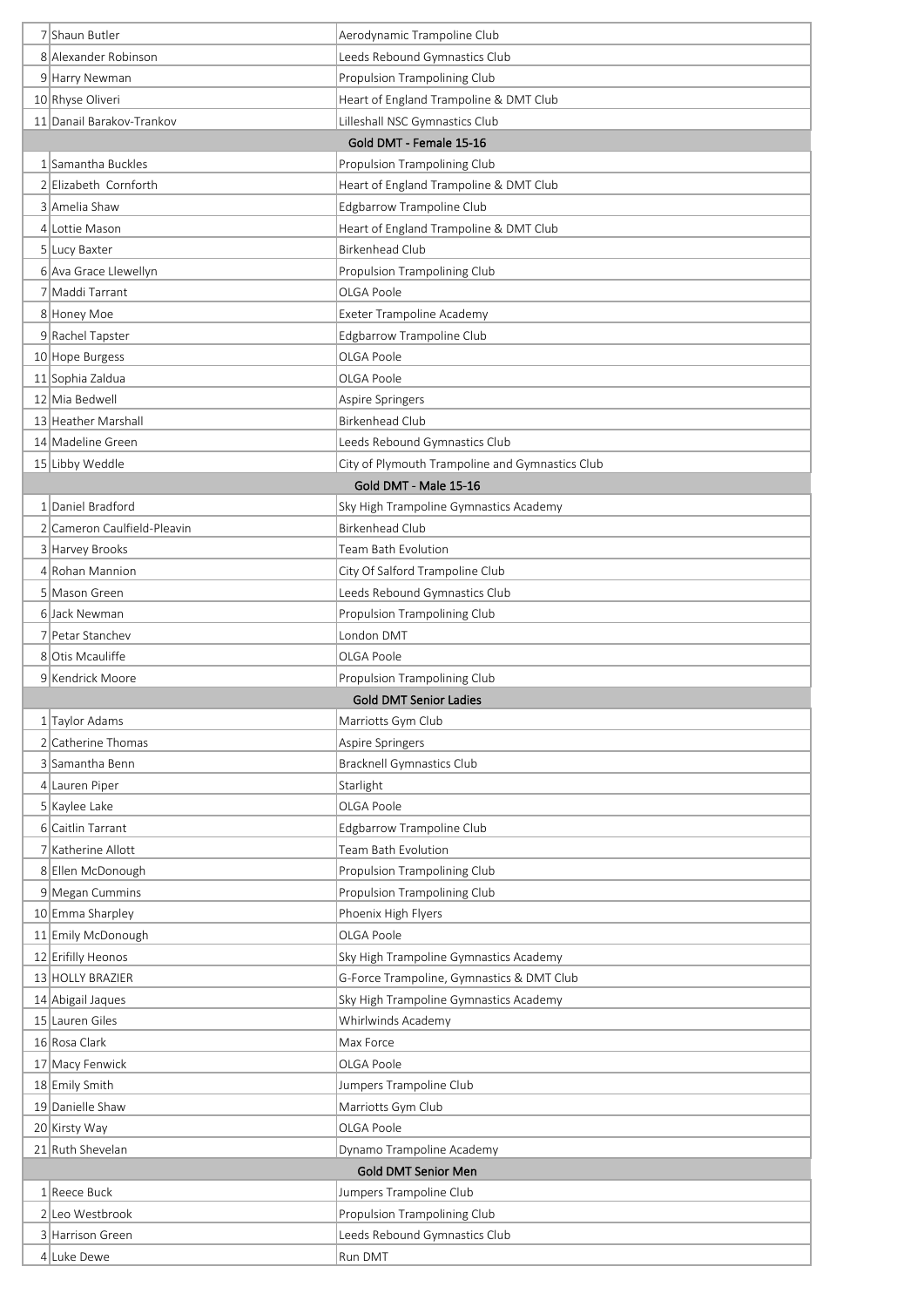| | | |
|---|---|---|
| 7 | Shaun Butler | Aerodynamic Trampoline Club |
| 8 | Alexander Robinson | Leeds Rebound Gymnastics Club |
| 9 | Harry Newman | Propulsion Trampolining Club |
| 10 | Rhyse Oliveri | Heart of England Trampoline & DMT Club |
| 11 | Danail Barakov-Trankov | Lilleshall NSC Gymnastics Club |
| | **Gold DMT - Female 15-16** | |
| 1 | Samantha Buckles | Propulsion Trampolining Club |
| 2 | Elizabeth  Cornforth | Heart of England Trampoline & DMT Club |
| 3 | Amelia Shaw | Edgbarrow Trampoline Club |
| 4 | Lottie Mason | Heart of England Trampoline & DMT Club |
| 5 | Lucy Baxter | Birkenhead Club |
| 6 | Ava Grace Llewellyn | Propulsion Trampolining Club |
| 7 | Maddi Tarrant | OLGA Poole |
| 8 | Honey Moe | Exeter Trampoline Academy |
| 9 | Rachel Tapster | Edgbarrow Trampoline Club |
| 10 | Hope Burgess | OLGA Poole |
| 11 | Sophia Zaldua | OLGA Poole |
| 12 | Mia Bedwell | Aspire Springers |
| 13 | Heather Marshall | Birkenhead Club |
| 14 | Madeline Green | Leeds Rebound Gymnastics Club |
| 15 | Libby Weddle | City of Plymouth Trampoline and Gymnastics Club |
| | **Gold DMT - Male 15-16** | |
| 1 | Daniel Bradford | Sky High Trampoline Gymnastics Academy |
| 2 | Cameron Caulfield-Pleavin | Birkenhead Club |
| 3 | Harvey Brooks | Team Bath Evolution |
| 4 | Rohan Mannion | City Of Salford Trampoline Club |
| 5 | Mason Green | Leeds Rebound Gymnastics Club |
| 6 | Jack Newman | Propulsion Trampolining Club |
| 7 | Petar Stanchev | London DMT |
| 8 | Otis Mcauliffe | OLGA Poole |
| 9 | Kendrick Moore | Propulsion Trampolining Club |
| | **Gold DMT Senior Ladies** | |
| 1 | Taylor Adams | Marriotts Gym Club |
| 2 | Catherine Thomas | Aspire Springers |
| 3 | Samantha Benn | Bracknell Gymnastics Club |
| 4 | Lauren Piper | Starlight |
| 5 | Kaylee Lake | OLGA Poole |
| 6 | Caitlin Tarrant | Edgbarrow Trampoline Club |
| 7 | Katherine Allott | Team Bath Evolution |
| 8 | Ellen McDonough | Propulsion Trampolining Club |
| 9 | Megan Cummins | Propulsion Trampolining Club |
| 10 | Emma Sharpley | Phoenix High Flyers |
| 11 | Emily McDonough | OLGA Poole |
| 12 | Erifilly Heonos | Sky High Trampoline Gymnastics Academy |
| 13 | HOLLY BRAZIER | G-Force Trampoline, Gymnastics & DMT Club |
| 14 | Abigail Jaques | Sky High Trampoline Gymnastics Academy |
| 15 | Lauren Giles | Whirlwinds Academy |
| 16 | Rosa Clark | Max Force |
| 17 | Macy Fenwick | OLGA Poole |
| 18 | Emily Smith | Jumpers Trampoline Club |
| 19 | Danielle Shaw | Marriotts Gym Club |
| 20 | Kirsty Way | OLGA Poole |
| 21 | Ruth Shevelan | Dynamo Trampoline Academy |
| | **Gold DMT Senior Men** | |
| 1 | Reece Buck | Jumpers Trampoline Club |
| 2 | Leo Westbrook | Propulsion Trampolining Club |
| 3 | Harrison Green | Leeds Rebound Gymnastics Club |
| 4 | Luke Dewe | Run DMT |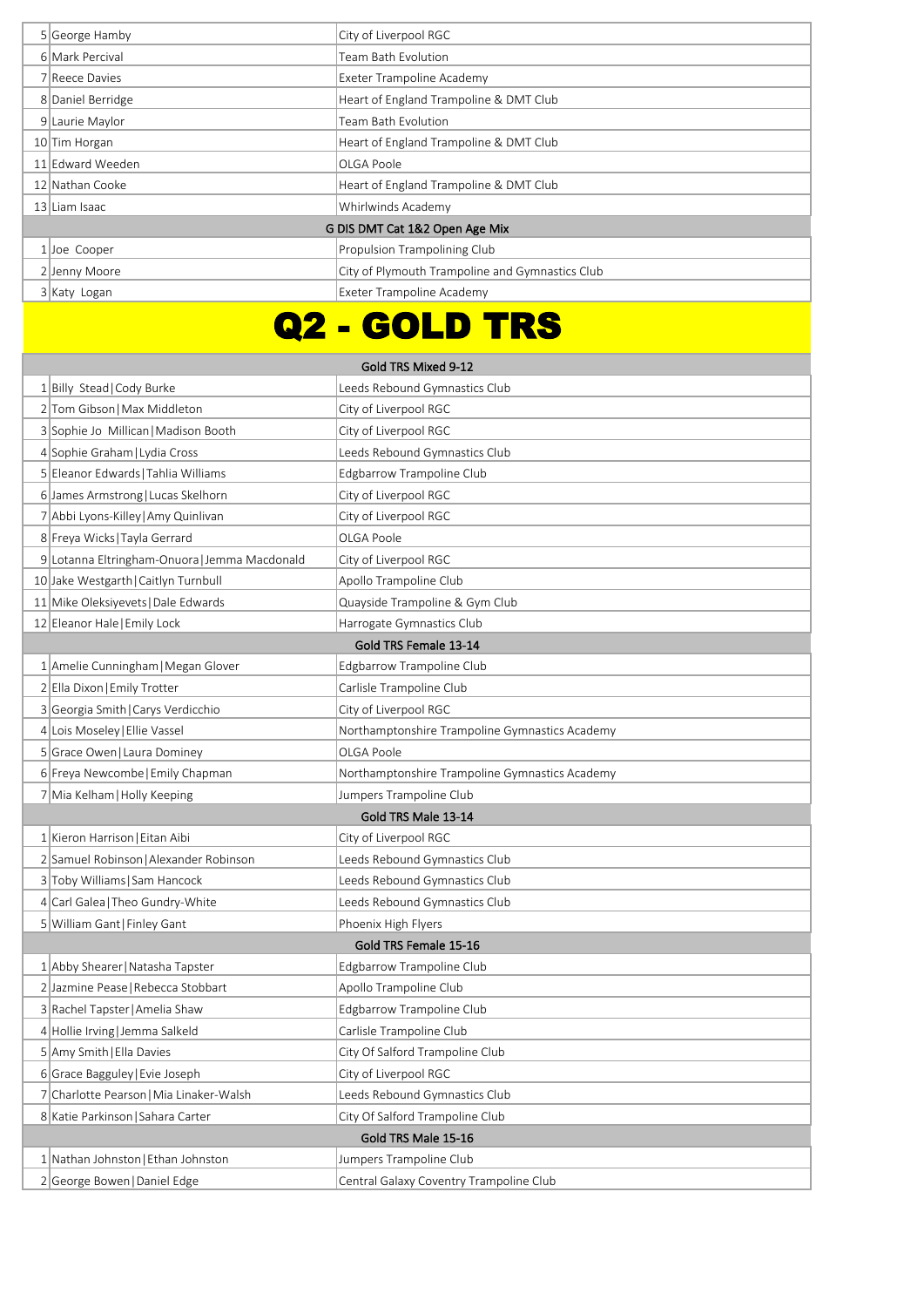| | | |
|---|---|---|
| 5 | George Hamby | City of Liverpool RGC |
| 6 | Mark Percival | Team Bath Evolution |
| 7 | Reece Davies | Exeter Trampoline Academy |
| 8 | Daniel Berridge | Heart of England Trampoline & DMT Club |
| 9 | Laurie Maylor | Team Bath Evolution |
| 10 | Tim Horgan | Heart of England Trampoline & DMT Club |
| 11 | Edward Weeden | OLGA Poole |
| 12 | Nathan Cooke | Heart of England Trampoline & DMT Club |
| 13 | Liam Isaac | Whirlwinds Academy |

**G DIS DMT Cat 1&2 Open Age Mix**

| | | |
|---|---|---|
| 1 | Joe Cooper | Propulsion Trampolining Club |
| 2 | Jenny Moore | City of Plymouth Trampoline and Gymnastics Club |
| 3 | Katy Logan | Exeter Trampoline Academy |

# Q2 - GOLD TRS

**Gold TRS Mixed 9-12**

| | | |
|---|---|---|
| 1 | Billy Stead\|Cody Burke | Leeds Rebound Gymnastics Club |
| 2 | Tom Gibson\|Max Middleton | City of Liverpool RGC |
| 3 | Sophie Jo Millican\|Madison Booth | City of Liverpool RGC |
| 4 | Sophie Graham\|Lydia Cross | Leeds Rebound Gymnastics Club |
| 5 | Eleanor Edwards\|Tahlia Williams | Edgbarrow Trampoline Club |
| 6 | James Armstrong\|Lucas Skelhorn | City of Liverpool RGC |
| 7 | Abbi Lyons-Killey\|Amy Quinlivan | City of Liverpool RGC |
| 8 | Freya Wicks\|Tayla Gerrard | OLGA Poole |
| 9 | Lotanna Eltringham-Onuora\|Jemma Macdonald | City of Liverpool RGC |
| 10 | Jake Westgarth\|Caitlyn Turnbull | Apollo Trampoline Club |
| 11 | Mike Oleksiyevets\|Dale Edwards | Quayside Trampoline & Gym Club |
| 12 | Eleanor Hale\|Emily Lock | Harrogate Gymnastics Club |

**Gold TRS Female 13-14**

| | | |
|---|---|---|
| 1 | Amelie Cunningham\|Megan Glover | Edgbarrow Trampoline Club |
| 2 | Ella Dixon\|Emily Trotter | Carlisle Trampoline Club |
| 3 | Georgia Smith\|Carys Verdicchio | City of Liverpool RGC |
| 4 | Lois Moseley\|Ellie Vassel | Northamptonshire Trampoline Gymnastics Academy |
| 5 | Grace Owen\|Laura Dominey | OLGA Poole |
| 6 | Freya Newcombe\|Emily Chapman | Northamptonshire Trampoline Gymnastics Academy |
| 7 | Mia Kelham\|Holly Keeping | Jumpers Trampoline Club |

**Gold TRS Male 13-14**

| | | |
|---|---|---|
| 1 | Kieron Harrison\|Eitan Aibi | City of Liverpool RGC |
| 2 | Samuel Robinson\|Alexander Robinson | Leeds Rebound Gymnastics Club |
| 3 | Toby Williams\|Sam Hancock | Leeds Rebound Gymnastics Club |
| 4 | Carl Galea\|Theo Gundry-White | Leeds Rebound Gymnastics Club |
| 5 | William Gant\|Finley Gant | Phoenix High Flyers |

**Gold TRS Female 15-16**

| | | |
|---|---|---|
| 1 | Abby Shearer\|Natasha Tapster | Edgbarrow Trampoline Club |
| 2 | Jazmine Pease\|Rebecca Stobbart | Apollo Trampoline Club |
| 3 | Rachel Tapster\|Amelia Shaw | Edgbarrow Trampoline Club |
| 4 | Hollie Irving\|Jemma Salkeld | Carlisle Trampoline Club |
| 5 | Amy Smith\|Ella Davies | City Of Salford Trampoline Club |
| 6 | Grace Bagguley\|Evie Joseph | City of Liverpool RGC |
| 7 | Charlotte Pearson\|Mia Linaker-Walsh | Leeds Rebound Gymnastics Club |
| 8 | Katie Parkinson\|Sahara Carter | City Of Salford Trampoline Club |

**Gold TRS Male 15-16**

| | | |
|---|---|---|
| 1 | Nathan Johnston\|Ethan Johnston | Jumpers Trampoline Club |
| 2 | George Bowen\|Daniel Edge | Central Galaxy Coventry Trampoline Club |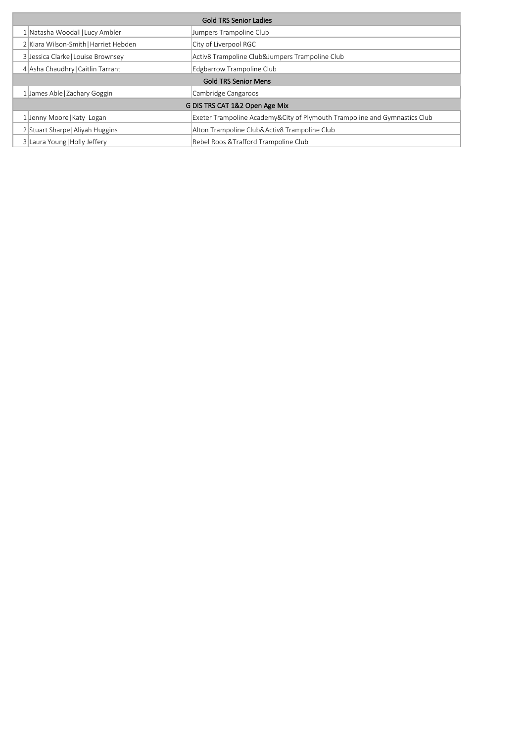| | | |
|---|---|---|
| **Gold TRS Senior Ladies** | | |
| 1 | Natasha Woodall\|Lucy Ambler | Jumpers Trampoline Club |
| 2 | Kiara Wilson-Smith\|Harriet Hebden | City of Liverpool RGC |
| 3 | Jessica Clarke\|Louise Brownsey | Activ8 Trampoline Club&Jumpers Trampoline Club |
| 4 | Asha Chaudhry\|Caitlin Tarrant | Edgbarrow Trampoline Club |
| **Gold TRS Senior Mens** | | |
| 1 | James Able\|Zachary Goggin | Cambridge Cangaroos |
| **G DIS TRS CAT 1&2 Open Age Mix** | | |
| 1 | Jenny Moore\|Katy Logan | Exeter Trampoline Academy&City of Plymouth Trampoline and Gymnastics Club |
| 2 | Stuart Sharpe\|Aliyah Huggins | Alton Trampoline Club&Activ8 Trampoline Club |
| 3 | Laura Young\|Holly Jeffery | Rebel Roos &Trafford Trampoline Club |